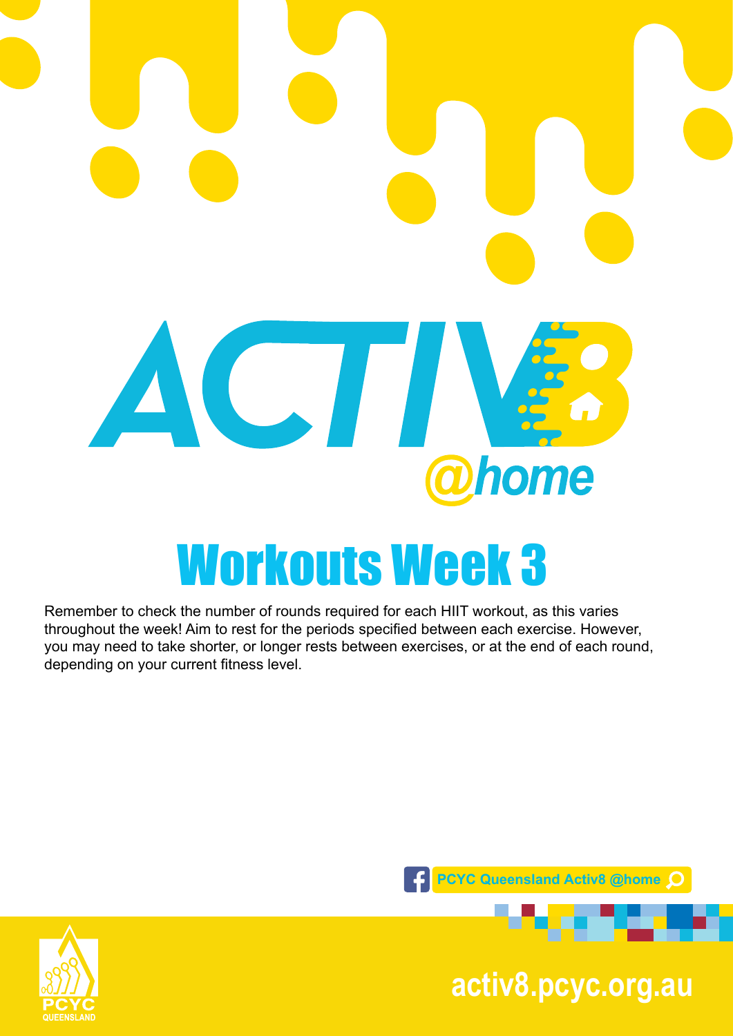# ACTIV8 @home

## Workouts Week 3

Remember to check the number of rounds required for each HIIT workout, as this varies throughout the week! Aim to rest for the periods specified between each exercise. However, you may need to take shorter, or longer rests between exercises, or at the end of each round, depending on your current fitness level.

PCYC Queensland Activ8 @home

PCYC QUEENSLAND

activ8.pcyc.org.au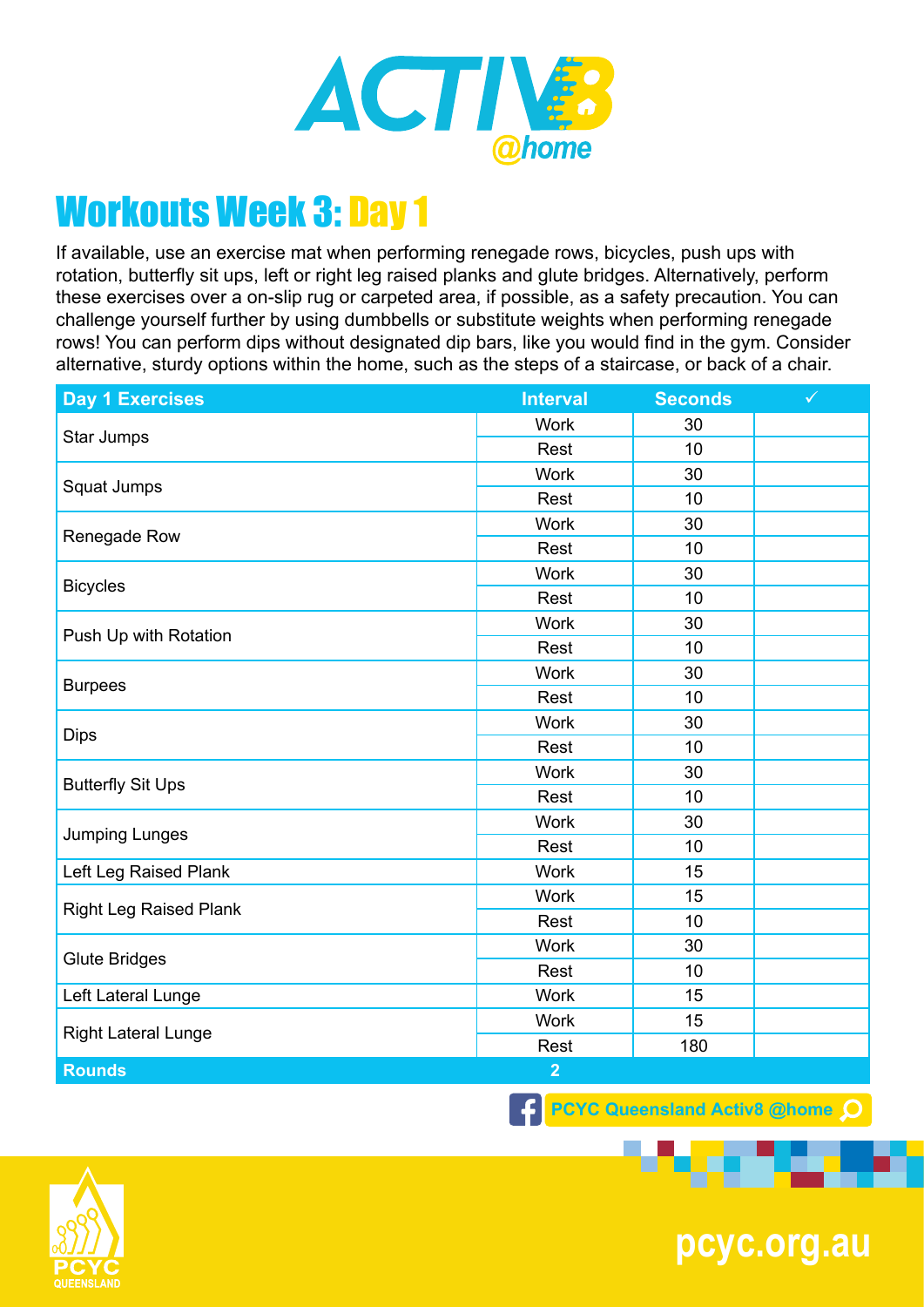# ACTIV8 @home

## Workouts Week 3: Day 1

If available, use an exercise mat when performing renegade rows, bicycles, push ups with rotation, butterfly sit ups, left or right leg raised planks and glute bridges. Alternatively, perform these exercises over a on-slip rug or carpeted area, if possible, as a safety precaution. You can challenge yourself further by using dumbbells or substitute weights when performing renegade rows! You can perform dips without designated dip bars, like you would find in the gym. Consider alternative, sturdy options within the home, such as the steps of a staircase, or back of a chair.

| Day 1 Exercises | Interval | Seconds | ✓ |
|---|---|---|---|
| Star Jumps | Work | 30 | |
| | Rest | 10 | |
| Squat Jumps | Work | 30 | |
| | Rest | 10 | |
| Renegade Row | Work | 30 | |
| | Rest | 10 | |
| Bicycles | Work | 30 | |
| | Rest | 10 | |
| Push Up with Rotation | Work | 30 | |
| | Rest | 10 | |
| Burpees | Work | 30 | |
| | Rest | 10 | |
| Dips | Work | 30 | |
| | Rest | 10 | |
| Butterfly Sit Ups | Work | 30 | |
| | Rest | 10 | |
| Jumping Lunges | Work | 30 | |
| | Rest | 10 | |
| Left Leg Raised Plank | Work | 15 | |
| Right Leg Raised Plank | Work | 15 | |
| | Rest | 10 | |
| Glute Bridges | Work | 30 | |
| | Rest | 10 | |
| Left Lateral Lunge | Work | 15 | |
| Right Lateral Lunge | Work | 15 | |
| | Rest | 180 | |
| **Rounds** | **2** | | |

PCYC Queensland Activ8 @home

PCYC QUEENSLAND

pcyc.org.au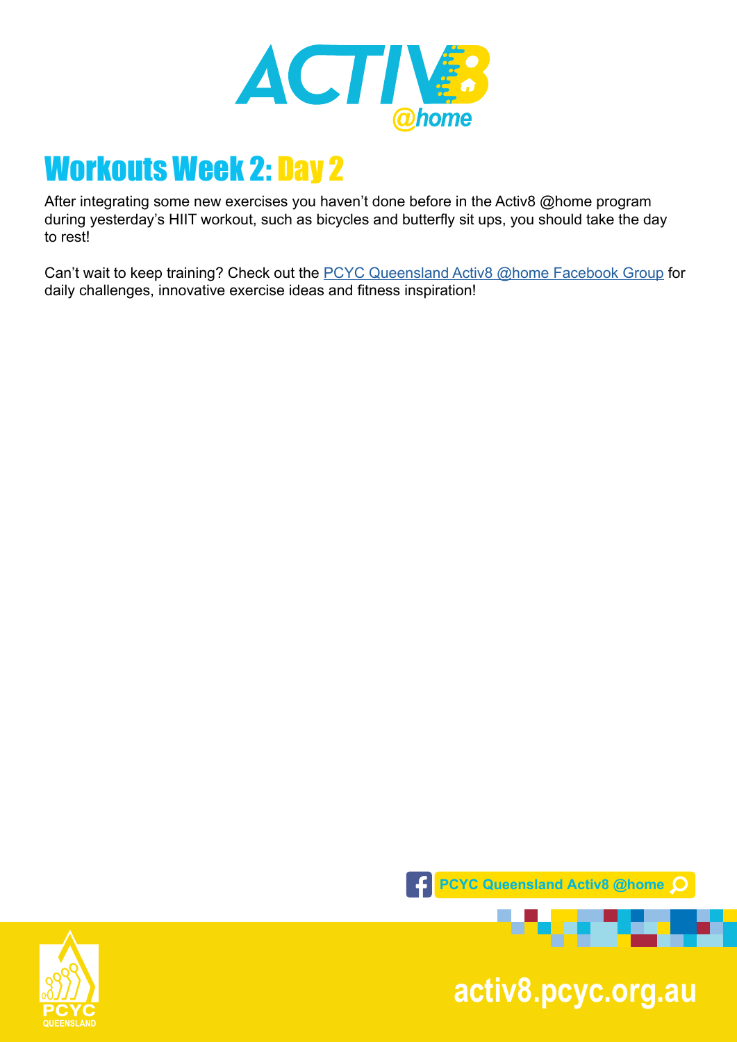# Workouts Week 2: Day 2

After integrating some new exercises you haven't done before in the Activ8 @home program during yesterday's HIIT workout, such as bicycles and butterfly sit ups, you should take the day to rest!

Can't wait to keep training? Check out the PCYC Queensland Activ8 @home Facebook Group for daily challenges, innovative exercise ideas and fitness inspiration!

PCYC Queensland Activ8 @home

activ8.pcyc.org.au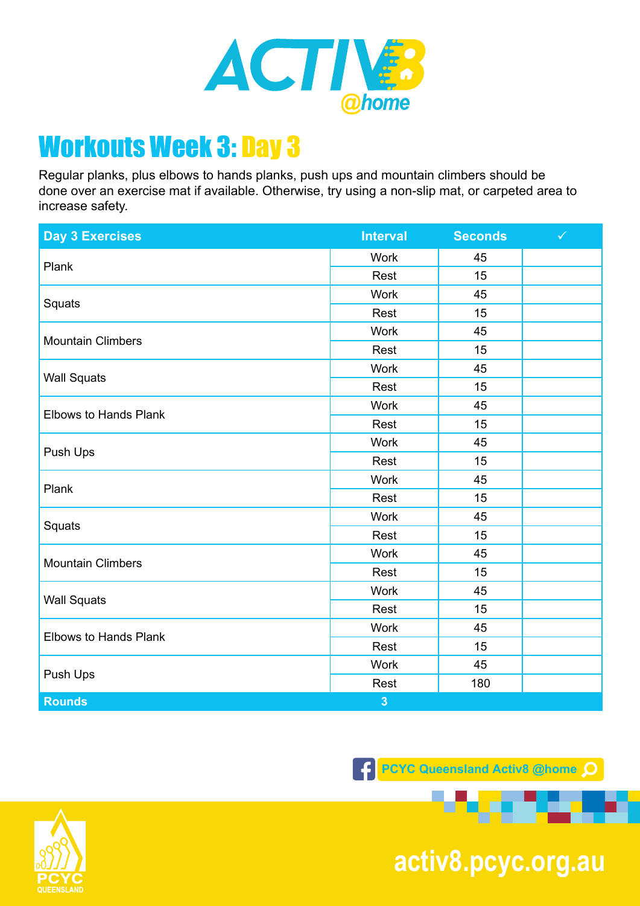# Workouts Week 3: Day 3

Regular planks, plus elbows to hands planks, push ups and mountain climbers should be done over an exercise mat if available. Otherwise, try using a non-slip mat, or carpeted area to increase safety.

| Day 3 Exercises | Interval | Seconds | ✓ |
|---|---|---|---|
| Plank | Work | 45 | |
| | Rest | 15 | |
| Squats | Work | 45 | |
| | Rest | 15 | |
| Mountain Climbers | Work | 45 | |
| | Rest | 15 | |
| Wall Squats | Work | 45 | |
| | Rest | 15 | |
| Elbows to Hands Plank | Work | 45 | |
| | Rest | 15 | |
| Push Ups | Work | 45 | |
| | Rest | 15 | |
| Plank | Work | 45 | |
| | Rest | 15 | |
| Squats | Work | 45 | |
| | Rest | 15 | |
| Mountain Climbers | Work | 45 | |
| | Rest | 15 | |
| Wall Squats | Work | 45 | |
| | Rest | 15 | |
| Elbows to Hands Plank | Work | 45 | |
| | Rest | 15 | |
| Push Ups | Work | 45 | |
| | Rest | 180 | |
| **Rounds** | **3** | | |

PCYC Queensland Activ8 @home

activ8.pcyc.org.au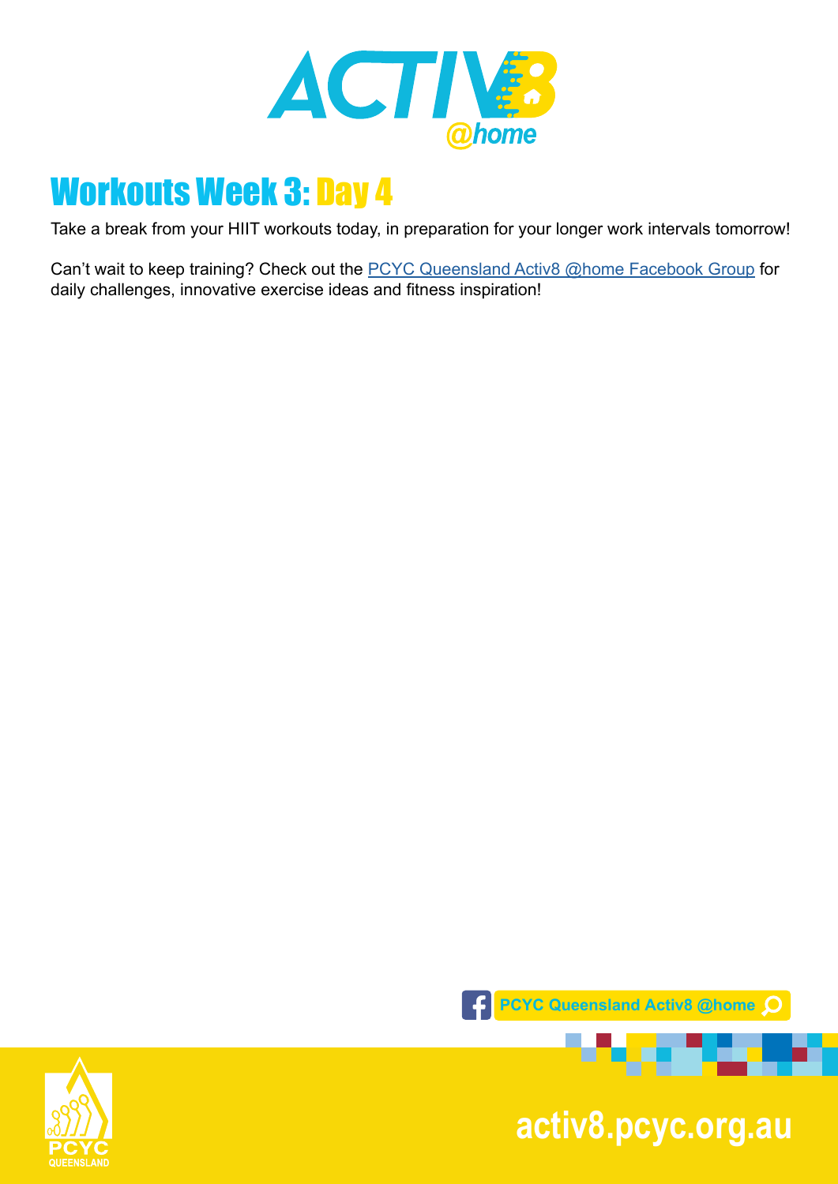# Workouts Week 3: Day 4

Take a break from your HIIT workouts today, in preparation for your longer work intervals tomorrow!

Can't wait to keep training? Check out the PCYC Queensland Activ8 @home Facebook Group for daily challenges, innovative exercise ideas and fitness inspiration!

PCYC Queensland Activ8 @home

activ8.pcyc.org.au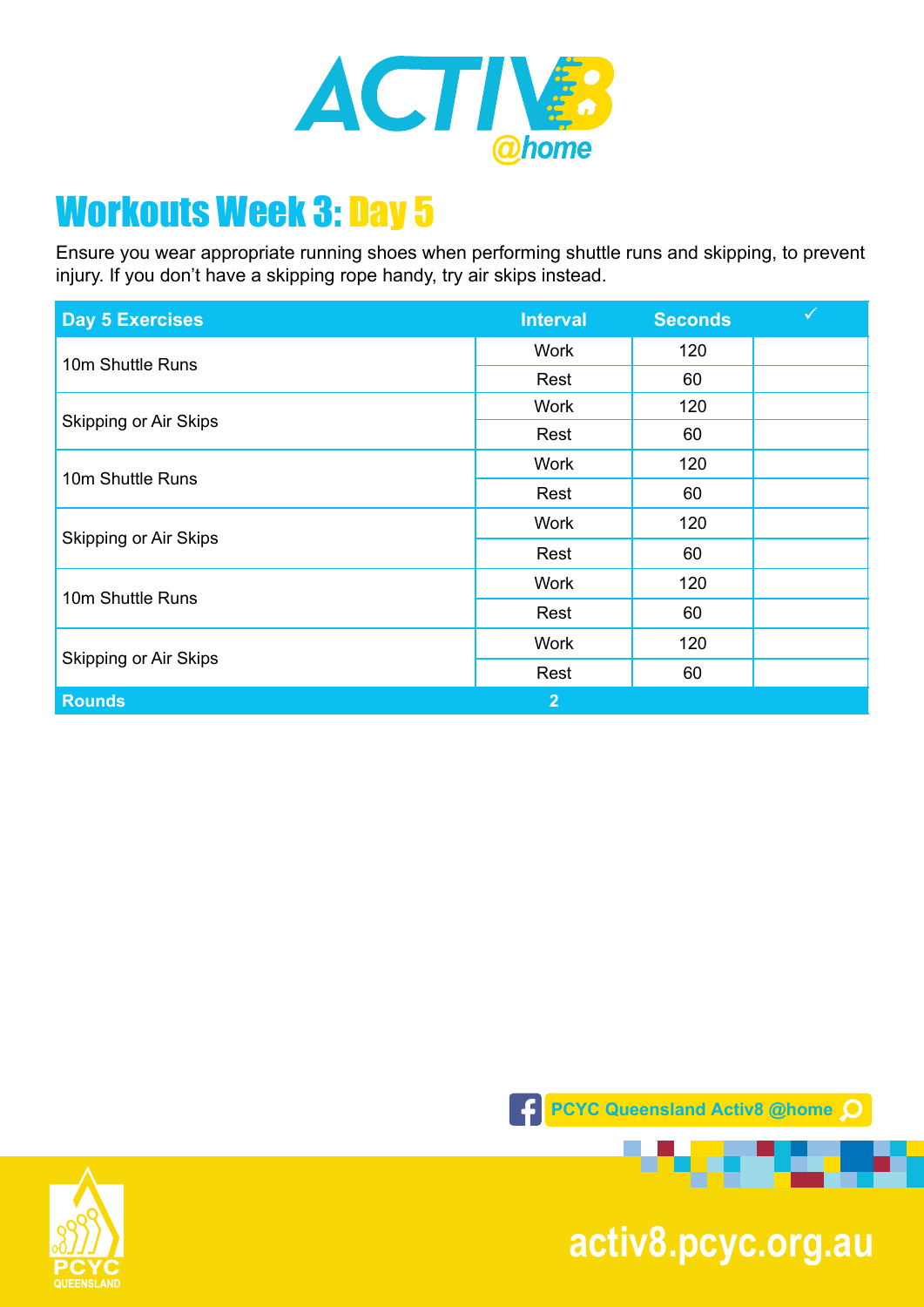# Workouts Week 3: Day 5

Ensure you wear appropriate running shoes when performing shuttle runs and skipping, to prevent injury. If you don't have a skipping rope handy, try air skips instead.

| Day 5 Exercises | Interval | Seconds | ✓ |
|---|---|---|---|
| 10m Shuttle Runs | Work | 120 | |
| | Rest | 60 | |
| Skipping or Air Skips | Work | 120 | |
| | Rest | 60 | |
| 10m Shuttle Runs | Work | 120 | |
| | Rest | 60 | |
| Skipping or Air Skips | Work | 120 | |
| | Rest | 60 | |
| 10m Shuttle Runs | Work | 120 | |
| | Rest | 60 | |
| Skipping or Air Skips | Work | 120 | |
| | Rest | 60 | |
| **Rounds** | **2** | | |

PCYC Queensland Activ8 @home

activ8.pcyc.org.au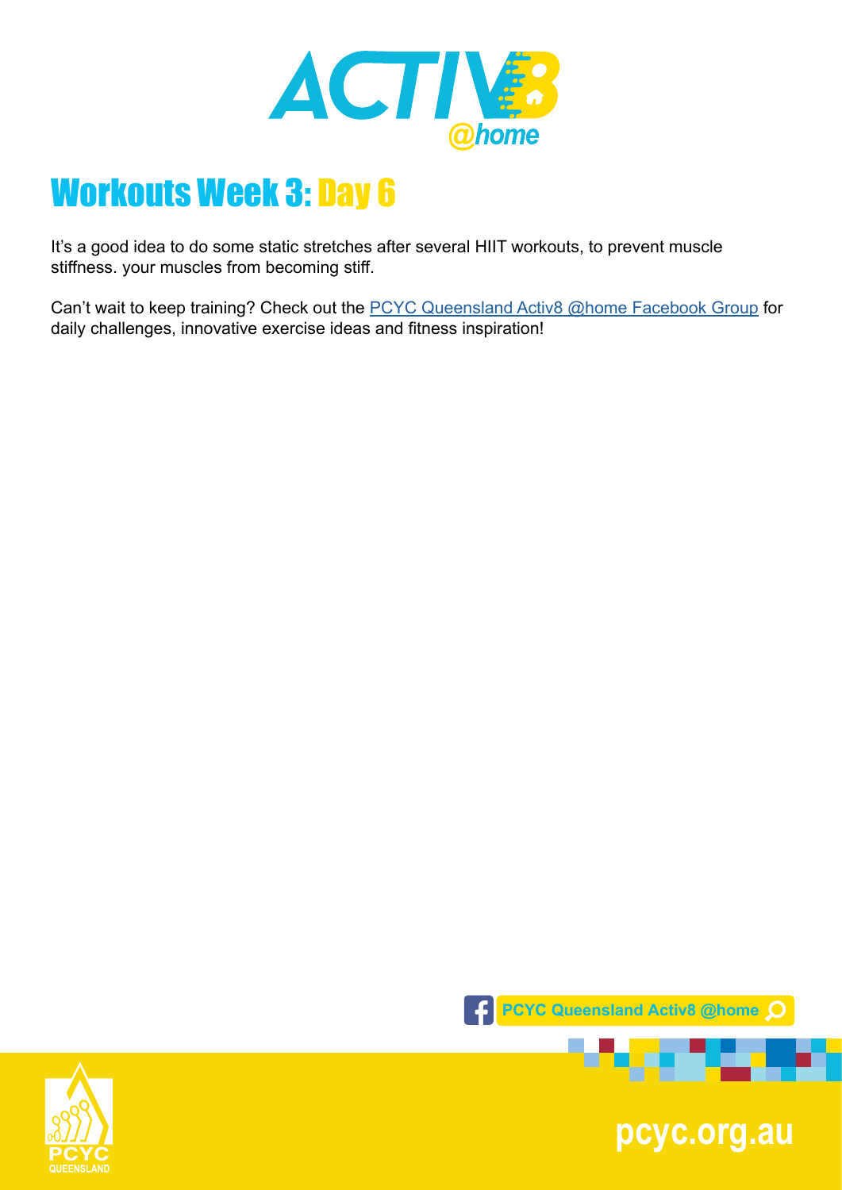# Workouts Week 3: Day 6

It's a good idea to do some static stretches after several HIIT workouts, to prevent muscle stiffness. your muscles from becoming stiff.

Can't wait to keep training? Check out the [PCYC Queensland Activ8 @home Facebook Group]() for daily challenges, innovative exercise ideas and fitness inspiration!

PCYC Queensland Activ8 @home

pcyc.org.au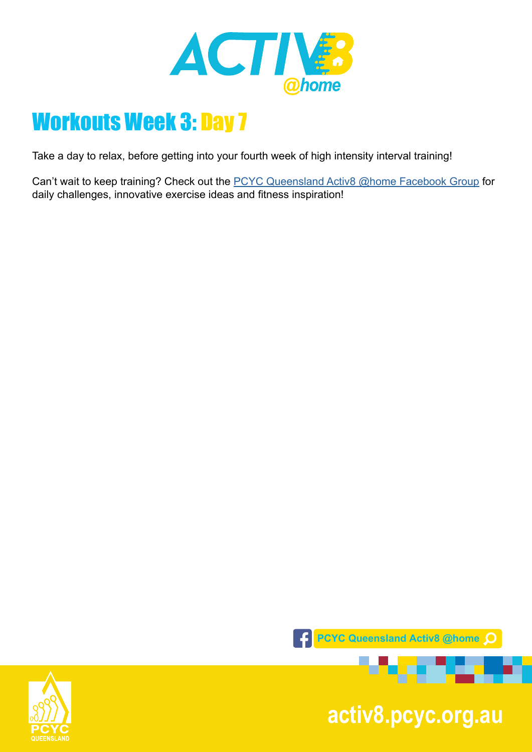# Workouts Week 3: Day 7

Take a day to relax, before getting into your fourth week of high intensity interval training!

Can't wait to keep training? Check out the [PCYC Queensland Activ8 @home Facebook Group]() for daily challenges, innovative exercise ideas and fitness inspiration!

PCYC Queensland Activ8 @home

activ8.pcyc.org.au